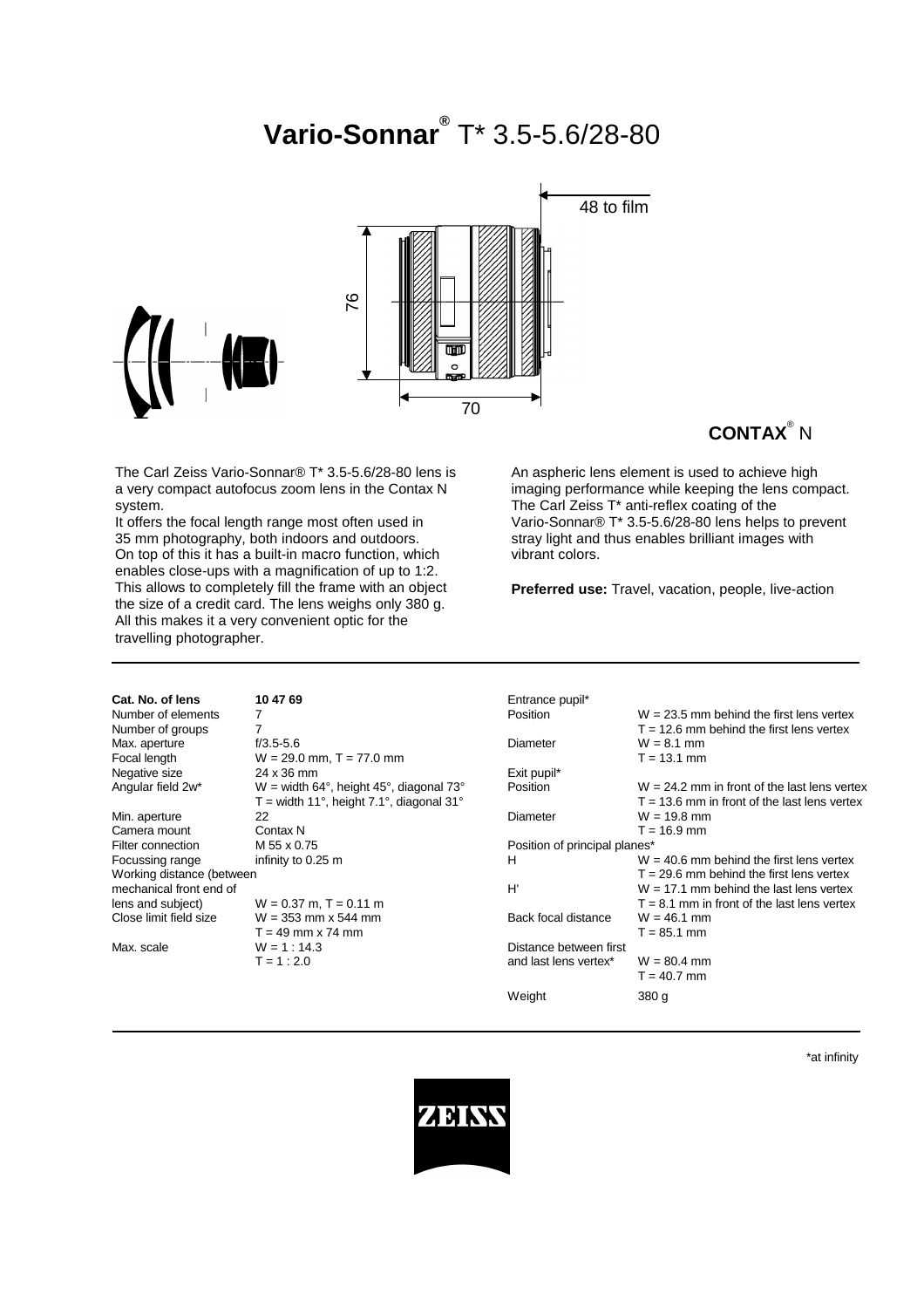# Vario-Sonnar® T* 3.5-5.6/28-80

48 to film

76

70

**CONTAX®** N

The Carl Zeiss Vario-Sonnar® T* 3.5-5.6/28-80 lens is a very compact autofocus zoom lens in the Contax N system.
It offers the focal length range most often used in 35 mm photography, both indoors and outdoors.
On top of this it has a built-in macro function, which enables close-ups with a magnification of up to 1:2.
This allows to completely fill the frame with an object the size of a credit card. The lens weighs only 380 g.
All this makes it a very convenient optic for the travelling photographer.

An aspheric lens element is used to achieve high imaging performance while keeping the lens compact.
The Carl Zeiss T* anti-reflex coating of the Vario-Sonnar® T* 3.5-5.6/28-80 lens helps to prevent stray light and thus enables brilliant images with vibrant colors.

**Preferred use:** Travel, vacation, people, live-action

| | |
|---|---|
| **Cat. No. of lens** | **10 47 69** |
| Number of elements | 7 |
| Number of groups | 7 |
| Max. aperture | f/3.5-5.6 |
| Focal length | W = 29.0 mm, T = 77.0 mm |
| Negative size | 24 x 36 mm |
| Angular field 2w* | W = width 64°, height 45°, diagonal 73°<br>T = width 11°, height 7.1°, diagonal 31° |
| Min. aperture | 22 |
| Camera mount | Contax N |
| Filter connection | M 55 x 0.75 |
| Focussing range | infinity to 0.25 m |
| Working distance (between mechanical front end of lens and subject) | W = 0.37 m, T = 0.11 m |
| Close limit field size | W = 353 mm x 544 mm<br>T = 49 mm x 74 mm |
| Max. scale | W = 1 : 14.3<br>T = 1 : 2.0 |

| | |
|---|---|
| Entrance pupil* | |
| Position | W = 23.5 mm behind the first lens vertex<br>T = 12.6 mm behind the first lens vertex |
| Diameter | W = 8.1 mm<br>T = 13.1 mm |
| Exit pupil* | |
| Position | W = 24.2 mm in front of the last lens vertex<br>T = 13.6 mm in front of the last lens vertex |
| Diameter | W = 19.8 mm<br>T = 16.9 mm |
| Position of principal planes* | |
| H | W = 40.6 mm behind the first lens vertex<br>T = 29.6 mm behind the first lens vertex |
| H' | W = 17.1 mm behind the last lens vertex<br>T = 8.1 mm in front of the last lens vertex |
| Back focal distance | W = 46.1 mm<br>T = 85.1 mm |
| Distance between first and last lens vertex* | W = 80.4 mm<br>T = 40.7 mm |
| Weight | 380 g |

\*at infinity

ZEISS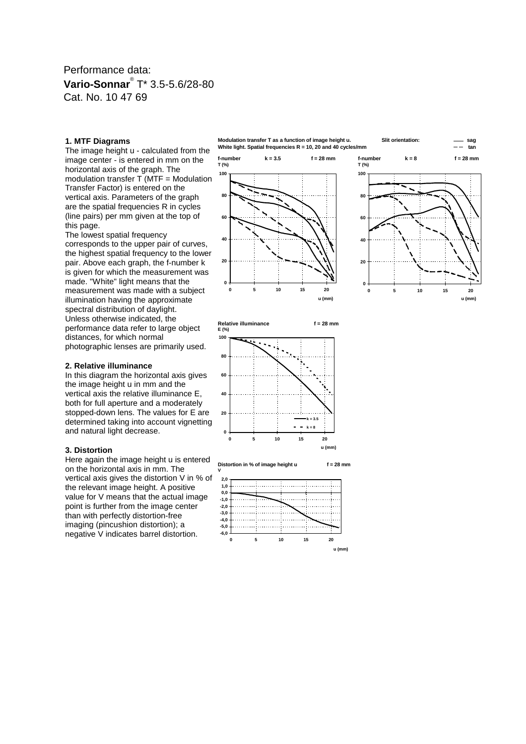Performance data:

**Vario-Sonnar**® T* 3.5-5.6/28-80

Cat. No. 10 47 69

### 1. MTF Diagrams

The image height u - calculated from the image center - is entered in mm on the horizontal axis of the graph. The modulation transfer T (MTF = Modulation Transfer Factor) is entered on the vertical axis. Parameters of the graph are the spatial frequencies R in cycles (line pairs) per mm given at the top of this page.

The lowest spatial frequency corresponds to the upper pair of curves, the highest spatial frequency to the lower pair. Above each graph, the f-number k is given for which the measurement was made. "White" light means that the measurement was made with a subject illumination having the approximate spectral distribution of daylight.

Unless otherwise indicated, the performance data refer to large object distances, for which normal photographic lenses are primarily used.

### 2. Relative illuminance

In this diagram the horizontal axis gives the image height u in mm and the vertical axis the relative illuminance E, both for full aperture and a moderately stopped-down lens. The values for E are determined taking into account vignetting and natural light decrease.

### 3. Distortion

Here again the image height u is entered on the horizontal axis in mm. The vertical axis gives the distortion V in % of the relevant image height. A positive value for V means that the actual image point is further from the image center than with perfectly distortion-free imaging (pincushion distortion); a negative V indicates barrel distortion.

**Modulation transfer T as a function of image height u.** **Slit orientation:** —— sag, – – tan

**White light. Spatial frequencies R = 10, 20 and 40 cycles/mm**

**f-number k = 3.5, f = 28 mm**

**f-number k = 8, f = 28 mm**

**Relative illuminance E (%), f = 28 mm** (k = 3.5, k = 8)

**Distortion in % of image height u, V, f = 28 mm**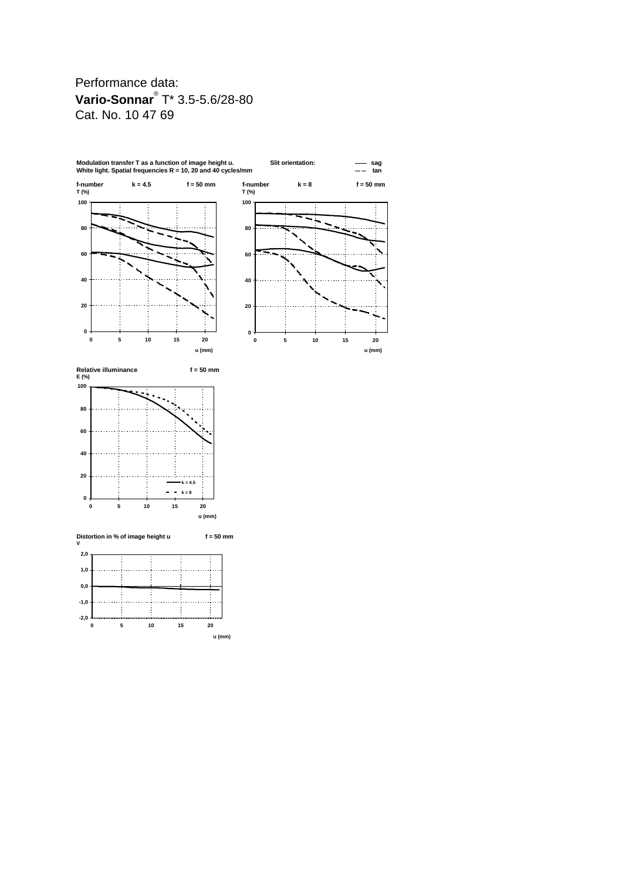Performance data:

**Vario-Sonnar**® T* 3.5-5.6/28-80

Cat. No. 10 47 69

**Modulation transfer T as a function of image height u.**
**White light. Spatial frequencies R = 10, 20 and 40 cycles/mm**

**Slit orientation:** —— **sag** – – **tan**

**f-number k = 4.5 f = 50 mm**

**f-number k = 8 f = 50 mm**

**Relative illuminance f = 50 mm**

**Distortion in % of image height u f = 50 mm**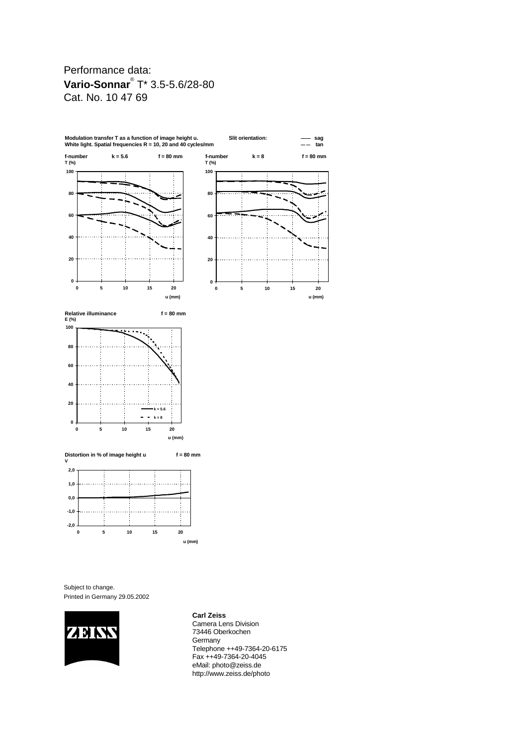# Performance data:

**Vario-Sonnar**® T* 3.5-5.6/28-80

Cat. No. 10 47 69

**Modulation transfer T as a function of image height u.**
**White light. Spatial frequencies R = 10, 20 and 40 cycles/mm**

**Slit orientation:** —— sag  – – tan

**f-number** **k = 5.6** **f = 80 mm**
T (%)
100
80
60
40
20
0
0 5 10 15 20
u (mm)

**f-number** **k = 8** **f = 80 mm**
T (%)
100
80
60
40
20
0
0 5 10 15 20
u (mm)

**Relative illuminance** **f = 80 mm**
E (%)
100
80
60
40
20
0
0 5 10 15 20
u (mm)
k = 5.6
k = 8

**Distortion in % of image height u** **f = 80 mm**
V
2,0
1,0
0,0
-1,0
-2,0
0 5 10 15 20
u (mm)

Subject to change.
Printed in Germany 29.05.2002

ZEISS

**Carl Zeiss**
Camera Lens Division
73446 Oberkochen
Germany
Telephone ++49-7364-20-6175
Fax ++49-7364-20-4045
eMail: photo@zeiss.de
http://www.zeiss.de/photo